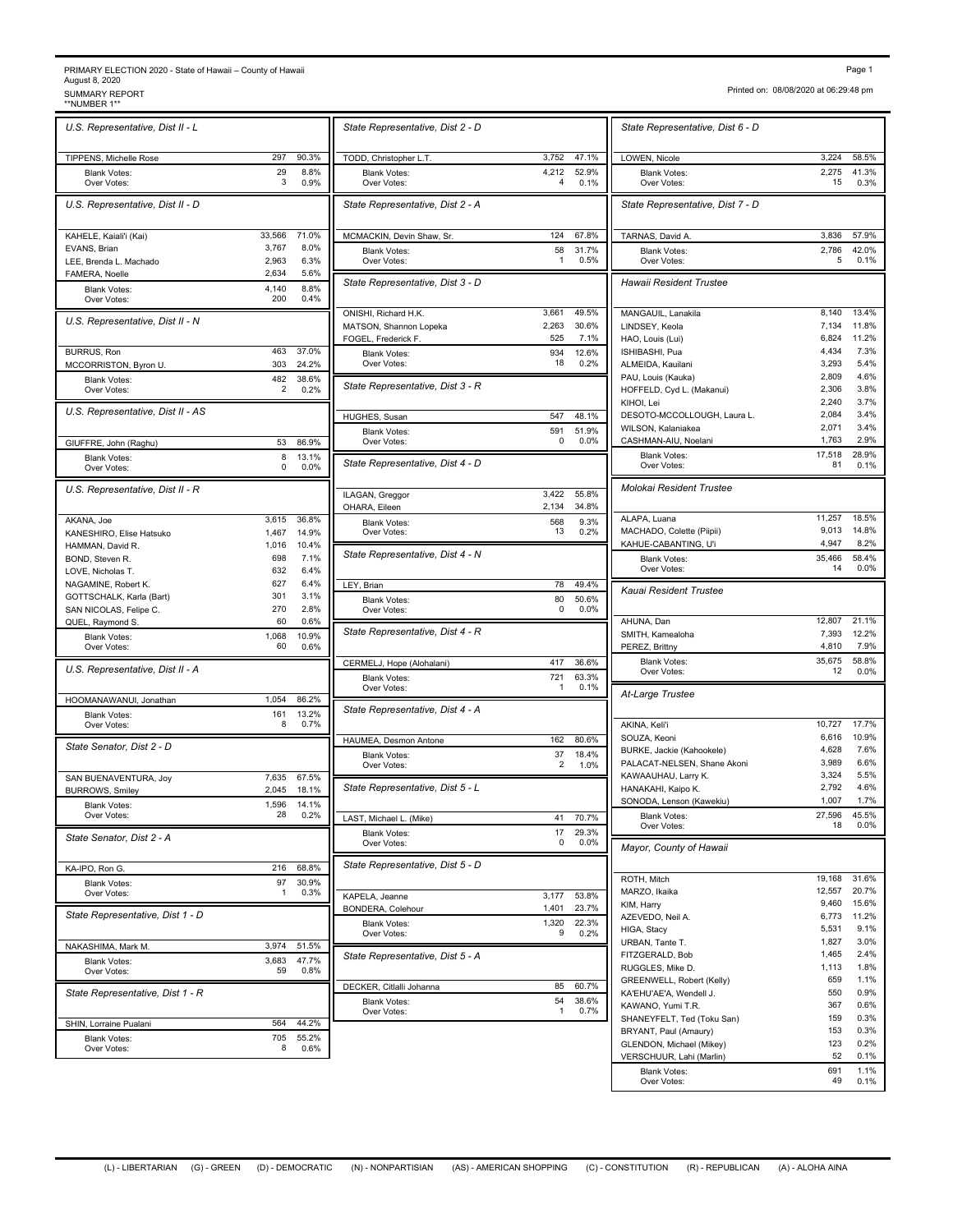PRIMARY ELECTION 2020 - State of Hawaii – County of Hawaii
August 8, 2020
SUMMARY REPORT
**NUMBER 1**

Printed on: 08/08/2020 at 06:29:48 pm

### U.S. Representative, Dist II - L

| | | |
|---|---|---|
| TIPPENS, Michelle Rose | 297 | 90.3% |
| Blank Votes: | 29 | 8.8% |
| Over Votes: | 3 | 0.9% |

### U.S. Representative, Dist II - D

| | | |
|---|---|---|
| KAHELE, Kaiali'i (Kai) | 33,566 | 71.0% |
| EVANS, Brian | 3,767 | 8.0% |
| LEE, Brenda L. Machado | 2,963 | 6.3% |
| FAMERA, Noelle | 2,634 | 5.6% |
| Blank Votes: | 4,140 | 8.8% |
| Over Votes: | 200 | 0.4% |

### U.S. Representative, Dist II - N

| | | |
|---|---|---|
| BURRUS, Ron | 463 | 37.0% |
| MCCORRISTON, Byron U. | 303 | 24.2% |
| Blank Votes: | 482 | 38.6% |
| Over Votes: | 2 | 0.2% |

### U.S. Representative, Dist II - AS

| | | |
|---|---|---|
| GIUFFRE, John (Raghu) | 53 | 86.9% |
| Blank Votes: | 8 | 13.1% |
| Over Votes: | 0 | 0.0% |

### U.S. Representative, Dist II - R

| | | |
|---|---|---|
| AKANA, Joe | 3,615 | 36.8% |
| KANESHIRO, Elise Hatsuko | 1,467 | 14.9% |
| HAMMAN, David R. | 1,016 | 10.4% |
| BOND, Steven R. | 698 | 7.1% |
| LOVE, Nicholas T. | 632 | 6.4% |
| NAGAMINE, Robert K. | 627 | 6.4% |
| GOTTSCHALK, Karla (Bart) | 301 | 3.1% |
| SAN NICOLAS, Felipe C. | 270 | 2.8% |
| QUEL, Raymond S. | 60 | 0.6% |
| Blank Votes: | 1,068 | 10.9% |
| Over Votes: | 60 | 0.6% |

### U.S. Representative, Dist II - A

| | | |
|---|---|---|
| HOOMANAWANUI, Jonathan | 1,054 | 86.2% |
| Blank Votes: | 161 | 13.2% |
| Over Votes: | 8 | 0.7% |

### State Senator, Dist 2 - D

| | | |
|---|---|---|
| SAN BUENAVENTURA, Joy | 7,635 | 67.5% |
| BURROWS, Smiley | 2,045 | 18.1% |
| Blank Votes: | 1,596 | 14.1% |
| Over Votes: | 28 | 0.2% |

### State Senator, Dist 2 - A

| | | |
|---|---|---|
| KA-IPO, Ron G. | 216 | 68.8% |
| Blank Votes: | 97 | 30.9% |
| Over Votes: | 1 | 0.3% |

### State Representative, Dist 1 - D

| | | |
|---|---|---|
| NAKASHIMA, Mark M. | 3,974 | 51.5% |
| Blank Votes: | 3,683 | 47.7% |
| Over Votes: | 59 | 0.8% |

### State Representative, Dist 1 - R

| | | |
|---|---|---|
| SHIN, Lorraine Pualani | 564 | 44.2% |
| Blank Votes: | 705 | 55.2% |
| Over Votes: | 8 | 0.6% |

### State Representative, Dist 2 - D

| | | |
|---|---|---|
| TODD, Christopher L.T. | 3,752 | 47.1% |
| Blank Votes: | 4,212 | 52.9% |
| Over Votes: | 4 | 0.1% |

### State Representative, Dist 2 - A

| | | |
|---|---|---|
| MCMACKIN, Devin Shaw, Sr. | 124 | 67.8% |
| Blank Votes: | 58 | 31.7% |
| Over Votes: | 1 | 0.5% |

### State Representative, Dist 3 - D

| | | |
|---|---|---|
| ONISHI, Richard H.K. | 3,661 | 49.5% |
| MATSON, Shannon Lopeka | 2,263 | 30.6% |
| FOGEL, Frederick F. | 525 | 7.1% |
| Blank Votes: | 934 | 12.6% |
| Over Votes: | 18 | 0.2% |

### State Representative, Dist 3 - R

| | | |
|---|---|---|
| HUGHES, Susan | 547 | 48.1% |
| Blank Votes: | 591 | 51.9% |
| Over Votes: | 0 | 0.0% |

### State Representative, Dist 4 - D

| | | |
|---|---|---|
| ILAGAN, Greggor | 3,422 | 55.8% |
| OHARA, Eileen | 2,134 | 34.8% |
| Blank Votes: | 568 | 9.3% |
| Over Votes: | 13 | 0.2% |

### State Representative, Dist 4 - N

| | | |
|---|---|---|
| LEY, Brian | 78 | 49.4% |
| Blank Votes: | 80 | 50.6% |
| Over Votes: | 0 | 0.0% |

### State Representative, Dist 4 - R

| | | |
|---|---|---|
| CERMELJ, Hope (Alohalani) | 417 | 36.6% |
| Blank Votes: | 721 | 63.3% |
| Over Votes: | 1 | 0.1% |

### State Representative, Dist 4 - A

| | | |
|---|---|---|
| HAUMEA, Desmon Antone | 162 | 80.6% |
| Blank Votes: | 37 | 18.4% |
| Over Votes: | 2 | 1.0% |

### State Representative, Dist 5 - L

| | | |
|---|---|---|
| LAST, Michael L. (Mike) | 41 | 70.7% |
| Blank Votes: | 17 | 29.3% |
| Over Votes: | 0 | 0.0% |

### State Representative, Dist 5 - D

| | | |
|---|---|---|
| KAPELA, Jeanne | 3,177 | 53.8% |
| BONDERA, Colehour | 1,401 | 23.7% |
| Blank Votes: | 1,320 | 22.3% |
| Over Votes: | 9 | 0.2% |

### State Representative, Dist 5 - A

| | | |
|---|---|---|
| DECKER, Citlalli Johanna | 85 | 60.7% |
| Blank Votes: | 54 | 38.6% |
| Over Votes: | 1 | 0.7% |

### State Representative, Dist 6 - D

| | | |
|---|---|---|
| LOWEN, Nicole | 3,224 | 58.5% |
| Blank Votes: | 2,275 | 41.3% |
| Over Votes: | 15 | 0.3% |

### State Representative, Dist 7 - D

| | | |
|---|---|---|
| TARNAS, David A. | 3,836 | 57.9% |
| Blank Votes: | 2,786 | 42.0% |
| Over Votes: | 5 | 0.1% |

### Hawaii Resident Trustee

| | | |
|---|---|---|
| MANGAUIL, Lanakila | 8,140 | 13.4% |
| LINDSEY, Keola | 7,134 | 11.8% |
| HAO, Louis (Lui) | 6,824 | 11.2% |
| ISHIBASHI, Pua | 4,434 | 7.3% |
| ALMEIDA, Kauilani | 3,293 | 5.4% |
| PAU, Louis (Kauka) | 2,809 | 4.6% |
| HOFFELD, Cyd L. (Makanui) | 2,306 | 3.8% |
| KIHOI, Lei | 2,240 | 3.7% |
| DESOTO-MCCOLLOUGH, Laura L. | 2,084 | 3.4% |
| WILSON, Kalaniakea | 2,071 | 3.4% |
| CASHMAN-AIU, Noelani | 1,763 | 2.9% |
| Blank Votes: | 17,518 | 28.9% |
| Over Votes: | 81 | 0.1% |

### Molokai Resident Trustee

| | | |
|---|---|---|
| ALAPA, Luana | 11,257 | 18.5% |
| MACHADO, Colette (Piipii) | 9,013 | 14.8% |
| KAHUE-CABANTING, U'i | 4,947 | 8.2% |
| Blank Votes: | 35,466 | 58.4% |
| Over Votes: | 14 | 0.0% |

### Kauai Resident Trustee

| | | |
|---|---|---|
| AHUNA, Dan | 12,807 | 21.1% |
| SMITH, Kamealoha | 7,393 | 12.2% |
| PEREZ, Brittny | 4,810 | 7.9% |
| Blank Votes: | 35,675 | 58.8% |
| Over Votes: | 12 | 0.0% |

### At-Large Trustee

| | | |
|---|---|---|
| AKINA, Keli'i | 10,727 | 17.7% |
| SOUZA, Keoni | 6,616 | 10.9% |
| BURKE, Jackie (Kahookele) | 4,628 | 7.6% |
| PALACAT-NELSEN, Shane Akoni | 3,989 | 6.6% |
| KAWAAUHAU, Larry K. | 3,324 | 5.5% |
| HANAKAHI, Kaipo K. | 2,792 | 4.6% |
| SONODA, Lenson (Kawekiu) | 1,007 | 1.7% |
| Blank Votes: | 27,596 | 45.5% |
| Over Votes: | 18 | 0.0% |

### Mayor, County of Hawaii

| | | |
|---|---|---|
| ROTH, Mitch | 19,168 | 31.6% |
| MARZO, Ikaika | 12,557 | 20.7% |
| KIM, Harry | 9,460 | 15.6% |
| AZEVEDO, Neil A. | 6,773 | 11.2% |
| HIGA, Stacy | 5,531 | 9.1% |
| URBAN, Tante T. | 1,827 | 3.0% |
| FITZGERALD, Bob | 1,465 | 2.4% |
| RUGGLES, Mike D. | 1,113 | 1.8% |
| GREENWELL, Robert (Kelly) | 659 | 1.1% |
| KA'EHU'AE'A, Wendell J. | 550 | 0.9% |
| KAWANO, Yumi T.R. | 367 | 0.6% |
| SHANEYFELT, Ted (Toku San) | 159 | 0.3% |
| BRYANT, Paul (Amaury) | 153 | 0.3% |
| GLENDON, Michael (Mikey) | 123 | 0.2% |
| VERSCHUUR, Lahi (Marlin) | 52 | 0.1% |
| Blank Votes: | 691 | 1.1% |
| Over Votes: | 49 | 0.1% |

(L) - LIBERTARIAN (G) - GREEN (D) - DEMOCRATIC (N) - NONPARTISIAN (AS) - AMERICAN SHOPPING (C) - CONSTITUTION (R) - REPUBLICAN (A) - ALOHA AINA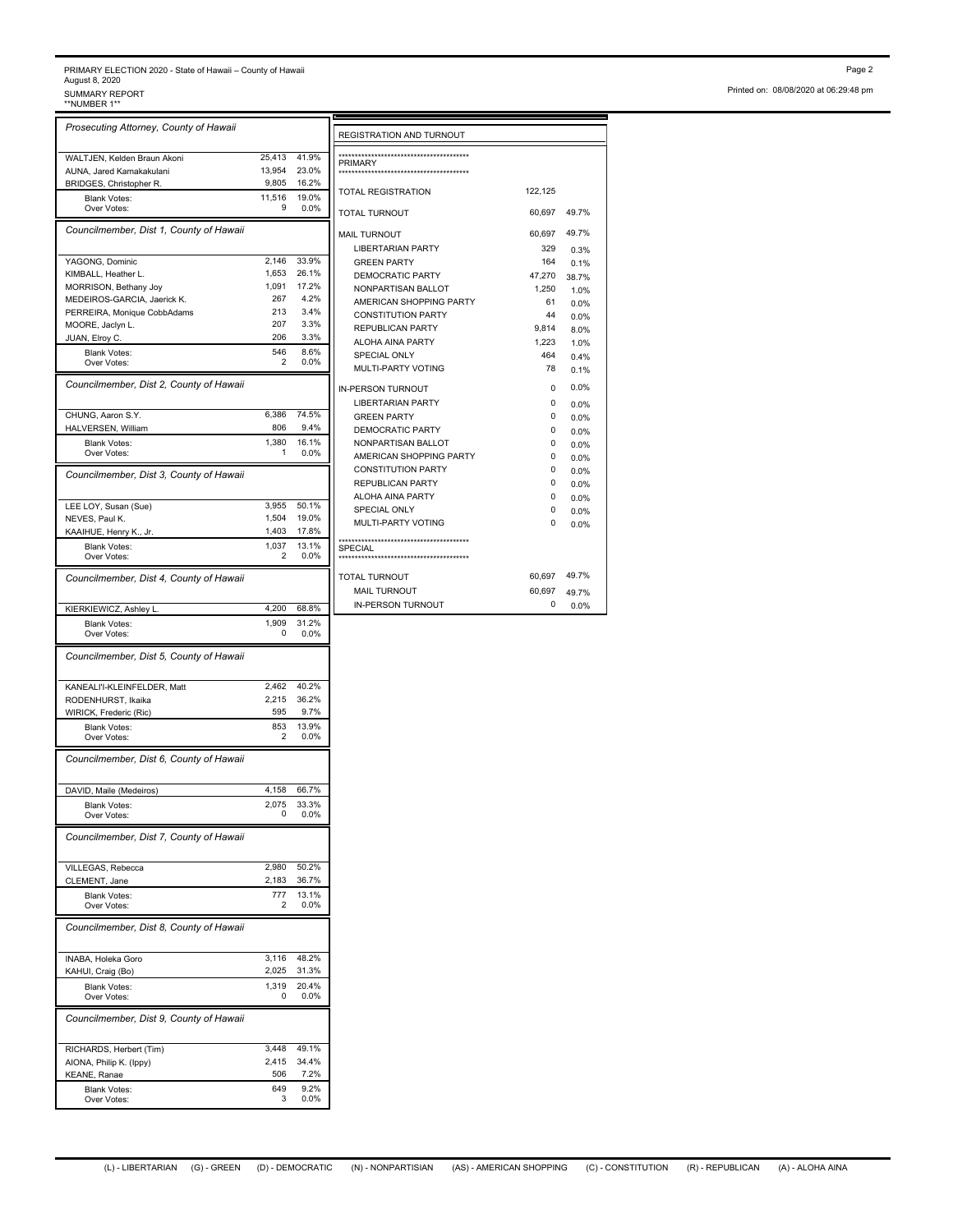PRIMARY ELECTION 2020 - State of Hawaii – County of Hawaii
August 8, 2020
SUMMARY REPORT
**NUMBER 1**

Printed on: 08/08/2020 at 06:29:48 pm

### Prosecuting Attorney, County of Hawaii

| | | |
|---|---|---|
| WALTJEN, Kelden Braun Akoni | 25,413 | 41.9% |
| AUNA, Jared Kamakakulani | 13,954 | 23.0% |
| BRIDGES, Christopher R. | 9,805 | 16.2% |
| Blank Votes: | 11,516 | 19.0% |
| Over Votes: | 9 | 0.0% |

### Councilmember, Dist 1, County of Hawaii

| | | |
|---|---|---|
| YAGONG, Dominic | 2,146 | 33.9% |
| KIMBALL, Heather L. | 1,653 | 26.1% |
| MORRISON, Bethany Joy | 1,091 | 17.2% |
| MEDEIROS-GARCIA, Jaerick K. | 267 | 4.2% |
| PERREIRA, Monique CobbAdams | 213 | 3.4% |
| MOORE, Jaclyn L. | 207 | 3.3% |
| JUAN, Elroy C. | 206 | 3.3% |
| Blank Votes: | 546 | 8.6% |
| Over Votes: | 2 | 0.0% |

### Councilmember, Dist 2, County of Hawaii

| | | |
|---|---|---|
| CHUNG, Aaron S.Y. | 6,386 | 74.5% |
| HALVERSEN, William | 806 | 9.4% |
| Blank Votes: | 1,380 | 16.1% |
| Over Votes: | 1 | 0.0% |

### Councilmember, Dist 3, County of Hawaii

| | | |
|---|---|---|
| LEE LOY, Susan (Sue) | 3,955 | 50.1% |
| NEVES, Paul K. | 1,504 | 19.0% |
| KAAIHUE, Henry K., Jr. | 1,403 | 17.8% |
| Blank Votes: | 1,037 | 13.1% |
| Over Votes: | 2 | 0.0% |

### Councilmember, Dist 4, County of Hawaii

| | | |
|---|---|---|
| KIERKIEWICZ, Ashley L. | 4,200 | 68.8% |
| Blank Votes: | 1,909 | 31.2% |
| Over Votes: | 0 | 0.0% |

### Councilmember, Dist 5, County of Hawaii

| | | |
|---|---|---|
| KANEALI'I-KLEINFELDER, Matt | 2,462 | 40.2% |
| RODENHURST, Ikaika | 2,215 | 36.2% |
| WIRICK, Frederic (Ric) | 595 | 9.7% |
| Blank Votes: | 853 | 13.9% |
| Over Votes: | 2 | 0.0% |

### Councilmember, Dist 6, County of Hawaii

| | | |
|---|---|---|
| DAVID, Maile (Medeiros) | 4,158 | 66.7% |
| Blank Votes: | 2,075 | 33.3% |
| Over Votes: | 0 | 0.0% |

### Councilmember, Dist 7, County of Hawaii

| | | |
|---|---|---|
| VILLEGAS, Rebecca | 2,980 | 50.2% |
| CLEMENT, Jane | 2,183 | 36.7% |
| Blank Votes: | 777 | 13.1% |
| Over Votes: | 2 | 0.0% |

### Councilmember, Dist 8, County of Hawaii

| | | |
|---|---|---|
| INABA, Holeka Goro | 3,116 | 48.2% |
| KAHUI, Craig (Bo) | 2,025 | 31.3% |
| Blank Votes: | 1,319 | 20.4% |
| Over Votes: | 0 | 0.0% |

### Councilmember, Dist 9, County of Hawaii

| | | |
|---|---|---|
| RICHARDS, Herbert (Tim) | 3,448 | 49.1% |
| AIONA, Philip K. (Ippy) | 2,415 | 34.4% |
| KEANE, Ranae | 506 | 7.2% |
| Blank Votes: | 649 | 9.2% |
| Over Votes: | 3 | 0.0% |

### REGISTRATION AND TURNOUT

| | | |
|---|---|---|
| **PRIMARY** | | |
| TOTAL REGISTRATION | 122,125 | |
| TOTAL TURNOUT | 60,697 | 49.7% |
| MAIL TURNOUT | 60,697 | 49.7% |
| LIBERTARIAN PARTY | 329 | 0.3% |
| GREEN PARTY | 164 | 0.1% |
| DEMOCRATIC PARTY | 47,270 | 38.7% |
| NONPARTISAN BALLOT | 1,250 | 1.0% |
| AMERICAN SHOPPING PARTY | 61 | 0.0% |
| CONSTITUTION PARTY | 44 | 0.0% |
| REPUBLICAN PARTY | 9,814 | 8.0% |
| ALOHA AINA PARTY | 1,223 | 1.0% |
| SPECIAL ONLY | 464 | 0.4% |
| MULTI-PARTY VOTING | 78 | 0.1% |
| IN-PERSON TURNOUT | 0 | 0.0% |
| LIBERTARIAN PARTY | 0 | 0.0% |
| GREEN PARTY | 0 | 0.0% |
| DEMOCRATIC PARTY | 0 | 0.0% |
| NONPARTISAN BALLOT | 0 | 0.0% |
| AMERICAN SHOPPING PARTY | 0 | 0.0% |
| CONSTITUTION PARTY | 0 | 0.0% |
| REPUBLICAN PARTY | 0 | 0.0% |
| ALOHA AINA PARTY | 0 | 0.0% |
| SPECIAL ONLY | 0 | 0.0% |
| MULTI-PARTY VOTING | 0 | 0.0% |
| **SPECIAL** | | |
| TOTAL TURNOUT | 60,697 | 49.7% |
| MAIL TURNOUT | 60,697 | 49.7% |
| IN-PERSON TURNOUT | 0 | 0.0% |

(L) - LIBERTARIAN (G) - GREEN (D) - DEMOCRATIC (N) - NONPARTISIAN (AS) - AMERICAN SHOPPING (C) - CONSTITUTION (R) - REPUBLICAN (A) - ALOHA AINA